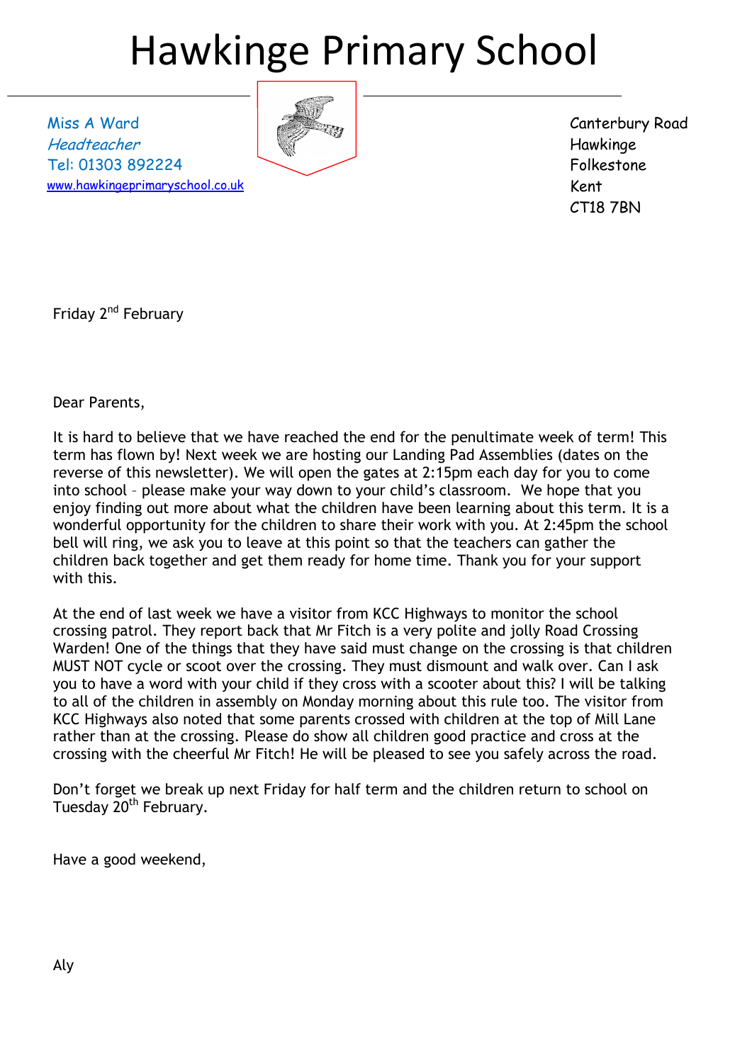# Hawkinge Primary School

Miss A Ward
*Headteacher*
Tel: 01303 892224
www.hawkingeprimaryschool.co.uk

Canterbury Road
Hawkinge
Folkestone
Kent
CT18 7BN

Friday 2nd February

Dear Parents,

It is hard to believe that we have reached the end for the penultimate week of term! This term has flown by! Next week we are hosting our Landing Pad Assemblies (dates on the reverse of this newsletter). We will open the gates at 2:15pm each day for you to come into school – please make your way down to your child's classroom. We hope that you enjoy finding out more about what the children have been learning about this term. It is a wonderful opportunity for the children to share their work with you. At 2:45pm the school bell will ring, we ask you to leave at this point so that the teachers can gather the children back together and get them ready for home time. Thank you for your support with this.

At the end of last week we have a visitor from KCC Highways to monitor the school crossing patrol. They report back that Mr Fitch is a very polite and jolly Road Crossing Warden! One of the things that they have said must change on the crossing is that children MUST NOT cycle or scoot over the crossing. They must dismount and walk over. Can I ask you to have a word with your child if they cross with a scooter about this? I will be talking to all of the children in assembly on Monday morning about this rule too. The visitor from KCC Highways also noted that some parents crossed with children at the top of Mill Lane rather than at the crossing. Please do show all children good practice and cross at the crossing with the cheerful Mr Fitch! He will be pleased to see you safely across the road.

Don't forget we break up next Friday for half term and the children return to school on Tuesday 20th February.

Have a good weekend,

Aly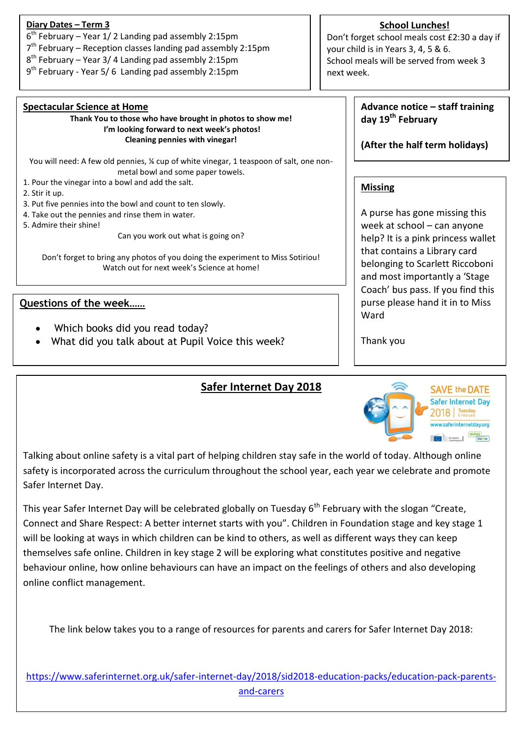**Diary Dates – Term 3**

6th February – Year 1/ 2 Landing pad assembly 2:15pm
7th February – Reception classes landing pad assembly 2:15pm
8th February – Year 3/ 4 Landing pad assembly 2:15pm
9th February - Year 5/ 6 Landing pad assembly 2:15pm

**School Lunches!**

Don't forget school meals cost £2:30 a day if your child is in Years 3, 4, 5 & 6.
School meals will be served from week 3 next week.

**Spectacular Science at Home**

**Thank You to those who have brought in photos to show me!**
**I'm looking forward to next week's photos!**
**Cleaning pennies with vinegar!**

You will need: A few old pennies, ¼ cup of white vinegar, 1 teaspoon of salt, one non-metal bowl and some paper towels.

1. Pour the vinegar into a bowl and add the salt.
2. Stir it up.
3. Put five pennies into the bowl and count to ten slowly.
4. Take out the pennies and rinse them in water.
5. Admire their shine!

Can you work out what is going on?

Don't forget to bring any photos of you doing the experiment to Miss Sotiriou!
Watch out for next week's Science at home!

**Advance notice – staff training day 19th February**

**(After the half term holidays)**

**Missing**

A purse has gone missing this week at school – can anyone help? It is a pink princess wallet that contains a Library card belonging to Scarlett Riccoboni and most importantly a 'Stage Coach' bus pass. If you find this purse please hand it in to Miss Ward

Thank you

**Questions of the week……**

- Which books did you read today?
- What did you talk about at Pupil Voice this week?

**Safer Internet Day 2018**

SAVE the DATE
Safer Internet Day
2018 | Tuesday 6 February
www.saferinternetday.org

Talking about online safety is a vital part of helping children stay safe in the world of today. Although online safety is incorporated across the curriculum throughout the school year, each year we celebrate and promote Safer Internet Day.

This year Safer Internet Day will be celebrated globally on Tuesday 6th February with the slogan "Create, Connect and Share Respect: A better internet starts with you". Children in Foundation stage and key stage 1 will be looking at ways in which children can be kind to others, as well as different ways they can keep themselves safe online. Children in key stage 2 will be exploring what constitutes positive and negative behaviour online, how online behaviours can have an impact on the feelings of others and also developing online conflict management.

The link below takes you to a range of resources for parents and carers for Safer Internet Day 2018:

https://www.saferinternet.org.uk/safer-internet-day/2018/sid2018-education-packs/education-pack-parents-and-carers